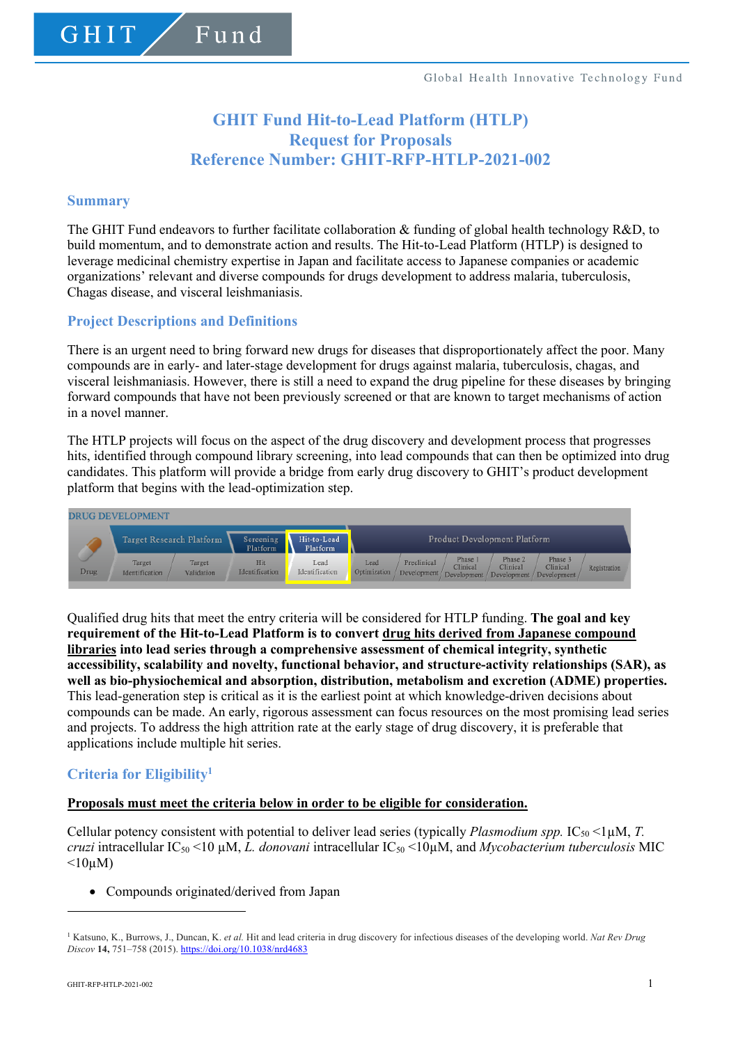# GHIT Fund Hit-to-Lead Platform (HTLP)
# Request for Proposals
# Reference Number: GHIT-RFP-HTLP-2021-002

## Summary

The GHIT Fund endeavors to further facilitate collaboration & funding of global health technology R&D, to build momentum, and to demonstrate action and results. The Hit-to-Lead Platform (HTLP) is designed to leverage medicinal chemistry expertise in Japan and facilitate access to Japanese companies or academic organizations' relevant and diverse compounds for drugs development to address malaria, tuberculosis, Chagas disease, and visceral leishmaniasis.

## Project Descriptions and Definitions

There is an urgent need to bring forward new drugs for diseases that disproportionately affect the poor. Many compounds are in early- and later-stage development for drugs against malaria, tuberculosis, chagas, and visceral leishmaniasis. However, there is still a need to expand the drug pipeline for these diseases by bringing forward compounds that have not been previously screened or that are known to target mechanisms of action in a novel manner.

The HTLP projects will focus on the aspect of the drug discovery and development process that progresses hits, identified through compound library screening, into lead compounds that can then be optimized into drug candidates. This platform will provide a bridge from early drug discovery to GHIT's product development platform that begins with the lead-optimization step.

DRUG DEVELOPMENT

| Drug | Target Research Platform | | Screening Platform | Hit-to-Lead Platform | Product Development Platform | | | | | |
|---|---|---|---|---|---|---|---|---|---|---|
| | Target Identification | Target Validation | Hit Identification | Lead Identification | Lead Optimization | Preclinical Development | Phase 1 Clinical Development | Phase 2 Clinical Development | Phase 3 Clinical Development | Registration |

Qualified drug hits that meet the entry criteria will be considered for HTLP funding. **The goal and key requirement of the Hit-to-Lead Platform is to convert <u>drug hits derived from Japanese compound libraries</u> into lead series through a comprehensive assessment of chemical integrity, synthetic accessibility, scalability and novelty, functional behavior, and structure-activity relationships (SAR), as well as bio-physiochemical and absorption, distribution, metabolism and excretion (ADME) properties.** This lead-generation step is critical as it is the earliest point at which knowledge-driven decisions about compounds can be made. An early, rigorous assessment can focus resources on the most promising lead series and projects. To address the high attrition rate at the early stage of drug discovery, it is preferable that applications include multiple hit series.

## Criteria for Eligibility[1]

**<u>Proposals must meet the criteria below in order to be eligible for consideration.</u>**

Cellular potency consistent with potential to deliver lead series (typically *Plasmodium spp.* $IC_{50}$ <1µM, *T. cruzi* intracellular $IC_{50}$ <10 µM, *L. donovani* intracellular $IC_{50}$ <10µM, and *Mycobacterium tuberculosis* MIC <10µM)

- Compounds originated/derived from Japan

[1] Katsuno, K., Burrows, J., Duncan, K. *et al.* Hit and lead criteria in drug discovery for infectious diseases of the developing world. *Nat Rev Drug Discov* **14,** 751–758 (2015). https://doi.org/10.1038/nrd4683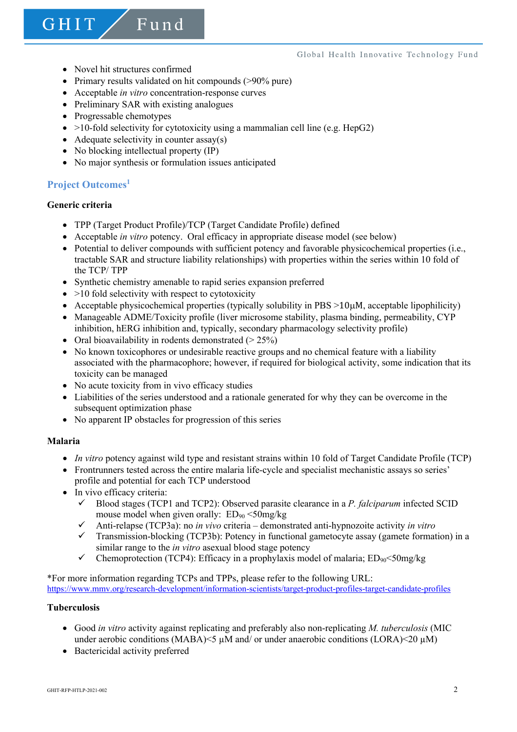- Novel hit structures confirmed
- Primary results validated on hit compounds (>90% pure)
- Acceptable *in vitro* concentration-response curves
- Preliminary SAR with existing analogues
- Progressable chemotypes
- >10-fold selectivity for cytotoxicity using a mammalian cell line (e.g. HepG2)
- Adequate selectivity in counter assay(s)
- No blocking intellectual property (IP)
- No major synthesis or formulation issues anticipated

## Project Outcomes[1]

### Generic criteria

- TPP (Target Product Profile)/TCP (Target Candidate Profile) defined
- Acceptable *in vitro* potency. Oral efficacy in appropriate disease model (see below)
- Potential to deliver compounds with sufficient potency and favorable physicochemical properties (i.e., tractable SAR and structure liability relationships) with properties within the series within 10 fold of the TCP/ TPP
- Synthetic chemistry amenable to rapid series expansion preferred
- >10 fold selectivity with respect to cytotoxicity
- Acceptable physicochemical properties (typically solubility in PBS >10μM, acceptable lipophilicity)
- Manageable ADME/Toxicity profile (liver microsome stability, plasma binding, permeability, CYP inhibition, hERG inhibition and, typically, secondary pharmacology selectivity profile)
- Oral bioavailability in rodents demonstrated (> 25%)
- No known toxicophores or undesirable reactive groups and no chemical feature with a liability associated with the pharmacophore; however, if required for biological activity, some indication that its toxicity can be managed
- No acute toxicity from in vivo efficacy studies
- Liabilities of the series understood and a rationale generated for why they can be overcome in the subsequent optimization phase
- No apparent IP obstacles for progression of this series

### Malaria

- *In vitro* potency against wild type and resistant strains within 10 fold of Target Candidate Profile (TCP)
- Frontrunners tested across the entire malaria life-cycle and specialist mechanistic assays so series' profile and potential for each TCP understood
- In vivo efficacy criteria:
  - ✓ Blood stages (TCP1 and TCP2): Observed parasite clearance in a *P. falciparum* infected SCID mouse model when given orally: $ED_{90}$ <50mg/kg
  - ✓ Anti-relapse (TCP3a): no *in vivo* criteria – demonstrated anti-hypnozoite activity *in vitro*
  - ✓ Transmission-blocking (TCP3b): Potency in functional gametocyte assay (gamete formation) in a similar range to the *in vitro* asexual blood stage potency
  - ✓ Chemoprotection (TCP4): Efficacy in a prophylaxis model of malaria; $ED_{90}$<50mg/kg

*For more information regarding TCPs and TPPs, please refer to the following URL:
https://www.mmv.org/research-development/information-scientists/target-product-profiles-target-candidate-profiles

### Tuberculosis

- Good *in vitro* activity against replicating and preferably also non-replicating *M. tuberculosis* (MIC under aerobic conditions (MABA)<5 μM and/ or under anaerobic conditions (LORA)<20 μM)
- Bactericidal activity preferred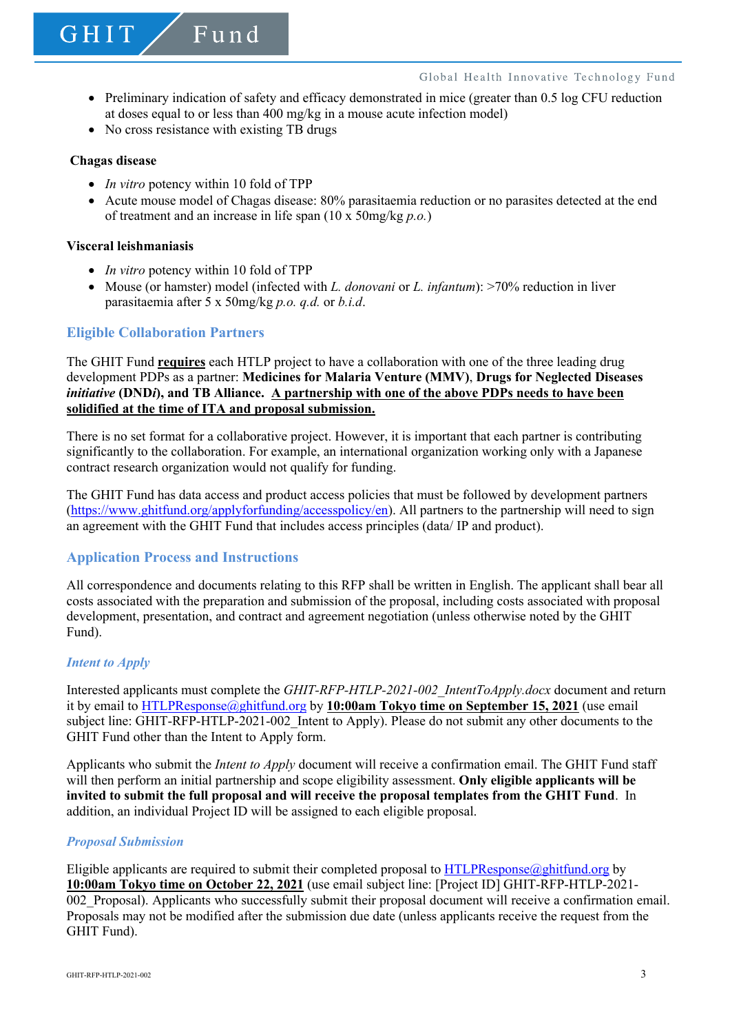- Preliminary indication of safety and efficacy demonstrated in mice (greater than 0.5 log CFU reduction at doses equal to or less than 400 mg/kg in a mouse acute infection model)
- No cross resistance with existing TB drugs

**Chagas disease**

- *In vitro* potency within 10 fold of TPP
- Acute mouse model of Chagas disease: 80% parasitaemia reduction or no parasites detected at the end of treatment and an increase in life span (10 x 50mg/kg *p.o.*)

**Visceral leishmaniasis**

- *In vitro* potency within 10 fold of TPP
- Mouse (or hamster) model (infected with *L. donovani* or *L. infantum*): >70% reduction in liver parasitaemia after 5 x 50mg/kg *p.o. q.d.* or *b.i.d*.

## Eligible Collaboration Partners

The GHIT Fund **requires** each HTLP project to have a collaboration with one of the three leading drug development PDPs as a partner: **Medicines for Malaria Venture (MMV), Drugs for Neglected Diseases *initiative* (DND*i*), and TB Alliance.** **A partnership with one of the above PDPs needs to have been solidified at the time of ITA and proposal submission.**

There is no set format for a collaborative project. However, it is important that each partner is contributing significantly to the collaboration. For example, an international organization working only with a Japanese contract research organization would not qualify for funding.

The GHIT Fund has data access and product access policies that must be followed by development partners (https://www.ghitfund.org/applyforfunding/accesspolicy/en). All partners to the partnership will need to sign an agreement with the GHIT Fund that includes access principles (data/ IP and product).

## Application Process and Instructions

All correspondence and documents relating to this RFP shall be written in English. The applicant shall bear all costs associated with the preparation and submission of the proposal, including costs associated with proposal development, presentation, and contract and agreement negotiation (unless otherwise noted by the GHIT Fund).

### *Intent to Apply*

Interested applicants must complete the *GHIT-RFP-HTLP-2021-002_IntentToApply.docx* document and return it by email to HTLPResponse@ghitfund.org by **10:00am Tokyo time on September 15, 2021** (use email subject line: GHIT-RFP-HTLP-2021-002_Intent to Apply). Please do not submit any other documents to the GHIT Fund other than the Intent to Apply form.

Applicants who submit the *Intent to Apply* document will receive a confirmation email. The GHIT Fund staff will then perform an initial partnership and scope eligibility assessment. **Only eligible applicants will be invited to submit the full proposal and will receive the proposal templates from the GHIT Fund**. In addition, an individual Project ID will be assigned to each eligible proposal.

### *Proposal Submission*

Eligible applicants are required to submit their completed proposal to HTLPResponse@ghitfund.org by **10:00am Tokyo time on October 22, 2021** (use email subject line: [Project ID] GHIT-RFP-HTLP-2021-002_Proposal). Applicants who successfully submit their proposal document will receive a confirmation email. Proposals may not be modified after the submission due date (unless applicants receive the request from the GHIT Fund).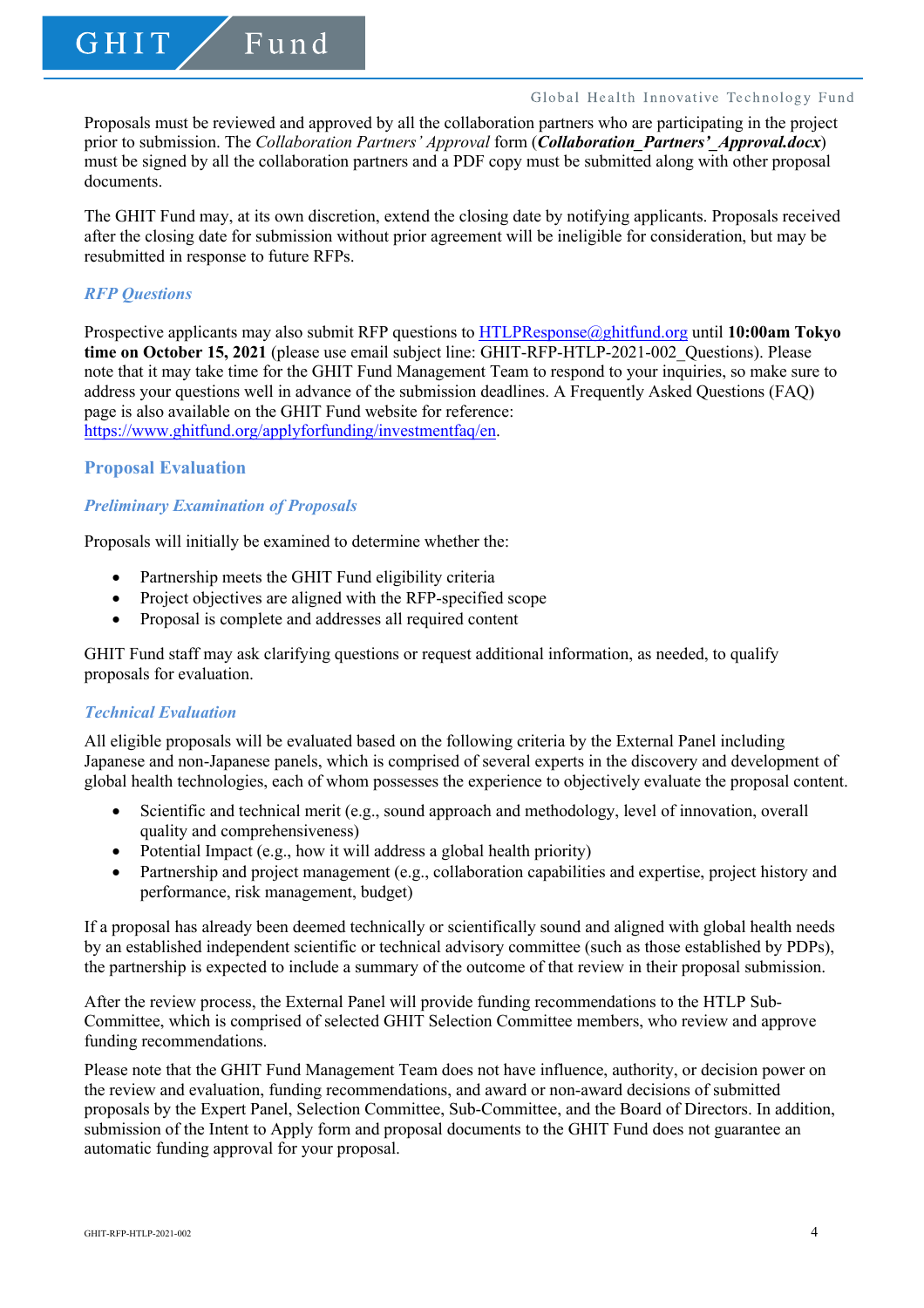Proposals must be reviewed and approved by all the collaboration partners who are participating in the project prior to submission. The *Collaboration Partners' Approval* form (***Collaboration_Partners'_Approval.docx***) must be signed by all the collaboration partners and a PDF copy must be submitted along with other proposal documents.

The GHIT Fund may, at its own discretion, extend the closing date by notifying applicants. Proposals received after the closing date for submission without prior agreement will be ineligible for consideration, but may be resubmitted in response to future RFPs.

### *RFP Questions*

Prospective applicants may also submit RFP questions to HTLPResponse@ghitfund.org until **10:00am Tokyo time on October 15, 2021** (please use email subject line: GHIT-RFP-HTLP-2021-002_Questions). Please note that it may take time for the GHIT Fund Management Team to respond to your inquiries, so make sure to address your questions well in advance of the submission deadlines. A Frequently Asked Questions (FAQ) page is also available on the GHIT Fund website for reference: https://www.ghitfund.org/applyforfunding/investmentfaq/en.

## Proposal Evaluation

### *Preliminary Examination of Proposals*

Proposals will initially be examined to determine whether the:

- Partnership meets the GHIT Fund eligibility criteria
- Project objectives are aligned with the RFP-specified scope
- Proposal is complete and addresses all required content

GHIT Fund staff may ask clarifying questions or request additional information, as needed, to qualify proposals for evaluation.

### *Technical Evaluation*

All eligible proposals will be evaluated based on the following criteria by the External Panel including Japanese and non-Japanese panels, which is comprised of several experts in the discovery and development of global health technologies, each of whom possesses the experience to objectively evaluate the proposal content.

- Scientific and technical merit (e.g., sound approach and methodology, level of innovation, overall quality and comprehensiveness)
- Potential Impact (e.g., how it will address a global health priority)
- Partnership and project management (e.g., collaboration capabilities and expertise, project history and performance, risk management, budget)

If a proposal has already been deemed technically or scientifically sound and aligned with global health needs by an established independent scientific or technical advisory committee (such as those established by PDPs), the partnership is expected to include a summary of the outcome of that review in their proposal submission.

After the review process, the External Panel will provide funding recommendations to the HTLP Sub-Committee, which is comprised of selected GHIT Selection Committee members, who review and approve funding recommendations.

Please note that the GHIT Fund Management Team does not have influence, authority, or decision power on the review and evaluation, funding recommendations, and award or non-award decisions of submitted proposals by the Expert Panel, Selection Committee, Sub-Committee, and the Board of Directors. In addition, submission of the Intent to Apply form and proposal documents to the GHIT Fund does not guarantee an automatic funding approval for your proposal.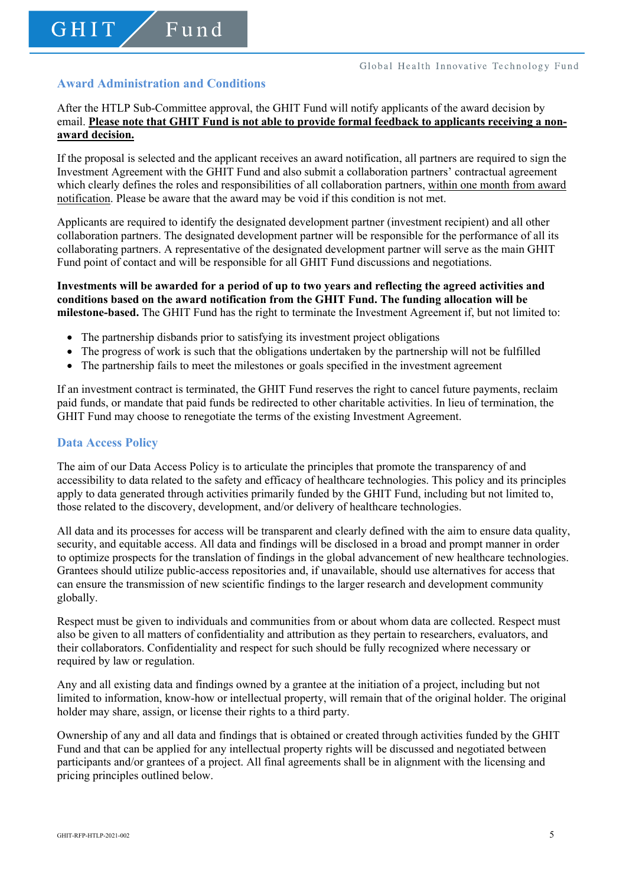## Award Administration and Conditions

After the HTLP Sub-Committee approval, the GHIT Fund will notify applicants of the award decision by email. **Please note that GHIT Fund is not able to provide formal feedback to applicants receiving a non-award decision.**

If the proposal is selected and the applicant receives an award notification, all partners are required to sign the Investment Agreement with the GHIT Fund and also submit a collaboration partners' contractual agreement which clearly defines the roles and responsibilities of all collaboration partners, within one month from award notification. Please be aware that the award may be void if this condition is not met.

Applicants are required to identify the designated development partner (investment recipient) and all other collaboration partners. The designated development partner will be responsible for the performance of all its collaborating partners. A representative of the designated development partner will serve as the main GHIT Fund point of contact and will be responsible for all GHIT Fund discussions and negotiations.

**Investments will be awarded for a period of up to two years and reflecting the agreed activities and conditions based on the award notification from the GHIT Fund. The funding allocation will be milestone-based.** The GHIT Fund has the right to terminate the Investment Agreement if, but not limited to:

- The partnership disbands prior to satisfying its investment project obligations
- The progress of work is such that the obligations undertaken by the partnership will not be fulfilled
- The partnership fails to meet the milestones or goals specified in the investment agreement

If an investment contract is terminated, the GHIT Fund reserves the right to cancel future payments, reclaim paid funds, or mandate that paid funds be redirected to other charitable activities. In lieu of termination, the GHIT Fund may choose to renegotiate the terms of the existing Investment Agreement.

## Data Access Policy

The aim of our Data Access Policy is to articulate the principles that promote the transparency of and accessibility to data related to the safety and efficacy of healthcare technologies. This policy and its principles apply to data generated through activities primarily funded by the GHIT Fund, including but not limited to, those related to the discovery, development, and/or delivery of healthcare technologies.

All data and its processes for access will be transparent and clearly defined with the aim to ensure data quality, security, and equitable access. All data and findings will be disclosed in a broad and prompt manner in order to optimize prospects for the translation of findings in the global advancement of new healthcare technologies. Grantees should utilize public-access repositories and, if unavailable, should use alternatives for access that can ensure the transmission of new scientific findings to the larger research and development community globally.

Respect must be given to individuals and communities from or about whom data are collected. Respect must also be given to all matters of confidentiality and attribution as they pertain to researchers, evaluators, and their collaborators. Confidentiality and respect for such should be fully recognized where necessary or required by law or regulation.

Any and all existing data and findings owned by a grantee at the initiation of a project, including but not limited to information, know-how or intellectual property, will remain that of the original holder. The original holder may share, assign, or license their rights to a third party.

Ownership of any and all data and findings that is obtained or created through activities funded by the GHIT Fund and that can be applied for any intellectual property rights will be discussed and negotiated between participants and/or grantees of a project. All final agreements shall be in alignment with the licensing and pricing principles outlined below.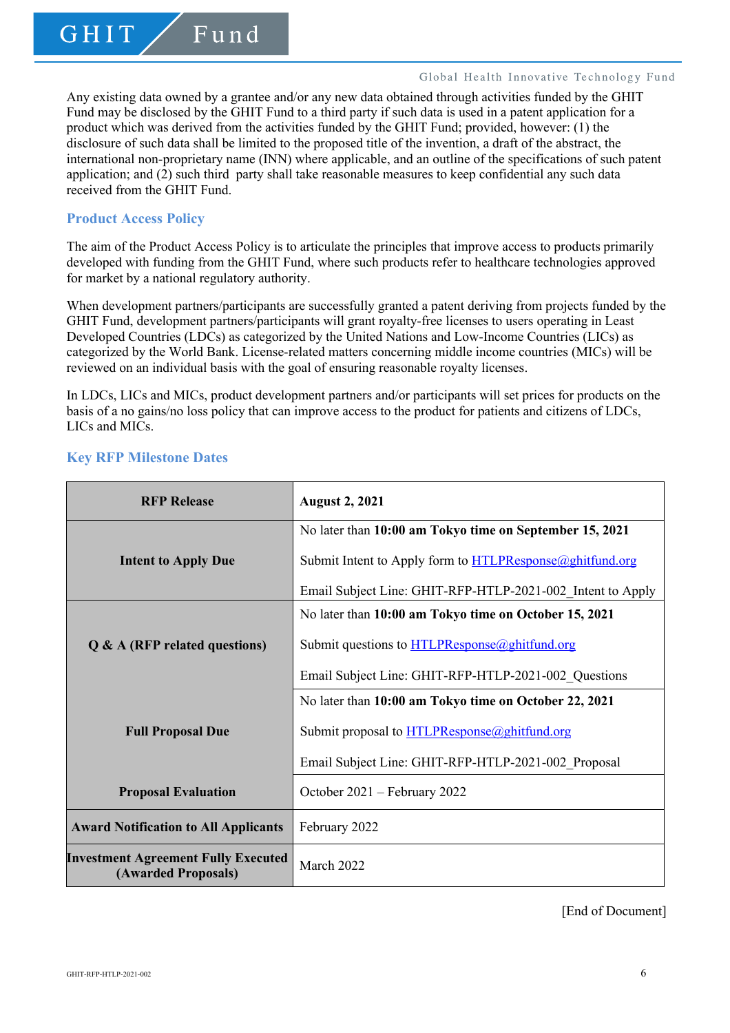Any existing data owned by a grantee and/or any new data obtained through activities funded by the GHIT Fund may be disclosed by the GHIT Fund to a third party if such data is used in a patent application for a product which was derived from the activities funded by the GHIT Fund; provided, however: (1) the disclosure of such data shall be limited to the proposed title of the invention, a draft of the abstract, the international non-proprietary name (INN) where applicable, and an outline of the specifications of such patent application; and (2) such third party shall take reasonable measures to keep confidential any such data received from the GHIT Fund.

## Product Access Policy

The aim of the Product Access Policy is to articulate the principles that improve access to products primarily developed with funding from the GHIT Fund, where such products refer to healthcare technologies approved for market by a national regulatory authority.

When development partners/participants are successfully granted a patent deriving from projects funded by the GHIT Fund, development partners/participants will grant royalty-free licenses to users operating in Least Developed Countries (LDCs) as categorized by the United Nations and Low-Income Countries (LICs) as categorized by the World Bank. License-related matters concerning middle income countries (MICs) will be reviewed on an individual basis with the goal of ensuring reasonable royalty licenses.

In LDCs, LICs and MICs, product development partners and/or participants will set prices for products on the basis of a no gains/no loss policy that can improve access to the product for patients and citizens of LDCs, LICs and MICs.

## Key RFP Milestone Dates

| | |
|---|---|
| **RFP Release** | **August 2, 2021** |
| **Intent to Apply Due** | No later than **10:00 am Tokyo time on September 15, 2021**<br><br>Submit Intent to Apply form to HTLPResponse@ghitfund.org<br><br>Email Subject Line: GHIT-RFP-HTLP-2021-002_Intent to Apply |
| **Q & A (RFP related questions)** | No later than **10:00 am Tokyo time on October 15, 2021**<br><br>Submit questions to HTLPResponse@ghitfund.org<br><br>Email Subject Line: GHIT-RFP-HTLP-2021-002_Questions |
| **Full Proposal Due** | No later than **10:00 am Tokyo time on October 22, 2021**<br><br>Submit proposal to HTLPResponse@ghitfund.org<br><br>Email Subject Line: GHIT-RFP-HTLP-2021-002_Proposal |
| **Proposal Evaluation** | October 2021 – February 2022 |
| **Award Notification to All Applicants** | February 2022 |
| **Investment Agreement Fully Executed (Awarded Proposals)** | March 2022 |

[End of Document]